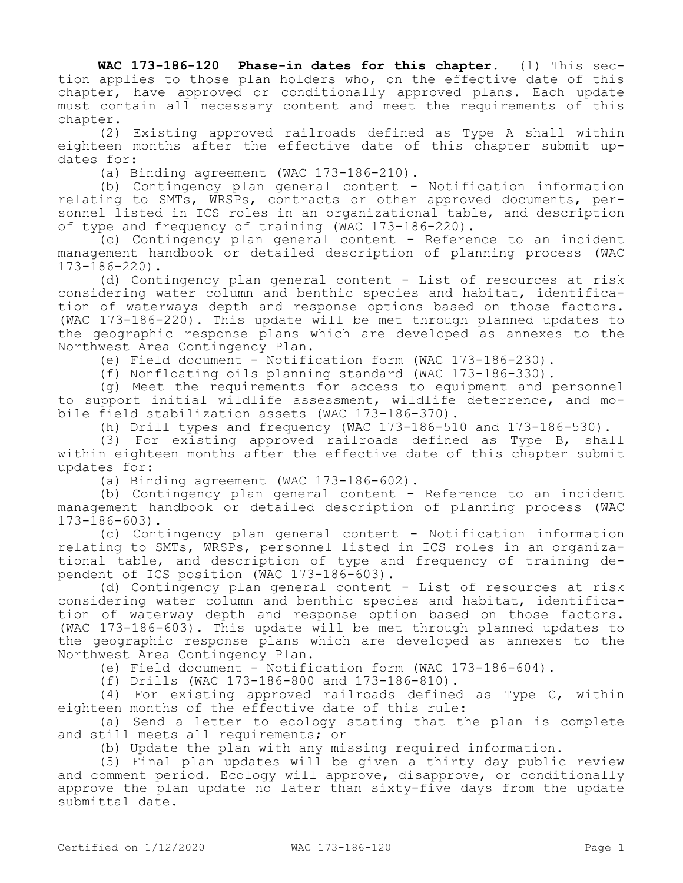**WAC 173-186-120 Phase-in dates for this chapter.** (1) This section applies to those plan holders who, on the effective date of this chapter, have approved or conditionally approved plans. Each update must contain all necessary content and meet the requirements of this chapter.

(2) Existing approved railroads defined as Type A shall within eighteen months after the effective date of this chapter submit updates for:

(a) Binding agreement (WAC 173-186-210).

(b) Contingency plan general content - Notification information relating to SMTs, WRSPs, contracts or other approved documents, personnel listed in ICS roles in an organizational table, and description of type and frequency of training (WAC 173-186-220).

(c) Contingency plan general content - Reference to an incident management handbook or detailed description of planning process (WAC 173-186-220).

(d) Contingency plan general content - List of resources at risk considering water column and benthic species and habitat, identification of waterways depth and response options based on those factors. (WAC 173-186-220). This update will be met through planned updates to the geographic response plans which are developed as annexes to the Northwest Area Contingency Plan.

(e) Field document - Notification form (WAC 173-186-230).

(f) Nonfloating oils planning standard (WAC 173-186-330).

(g) Meet the requirements for access to equipment and personnel to support initial wildlife assessment, wildlife deterrence, and mobile field stabilization assets (WAC 173-186-370).

(h) Drill types and frequency (WAC 173-186-510 and 173-186-530).

(3) For existing approved railroads defined as Type B, shall within eighteen months after the effective date of this chapter submit updates for:

(a) Binding agreement (WAC 173-186-602).

(b) Contingency plan general content - Reference to an incident management handbook or detailed description of planning process (WAC 173-186-603).

(c) Contingency plan general content - Notification information relating to SMTs, WRSPs, personnel listed in ICS roles in an organizational table, and description of type and frequency of training dependent of ICS position (WAC 173-186-603).

(d) Contingency plan general content - List of resources at risk considering water column and benthic species and habitat, identification of waterway depth and response option based on those factors. (WAC 173-186-603). This update will be met through planned updates to the geographic response plans which are developed as annexes to the Northwest Area Contingency Plan.

(e) Field document - Notification form (WAC 173-186-604).

(f) Drills (WAC 173-186-800 and 173-186-810).

(4) For existing approved railroads defined as Type C, within eighteen months of the effective date of this rule:

(a) Send a letter to ecology stating that the plan is complete and still meets all requirements; or

(b) Update the plan with any missing required information.

(5) Final plan updates will be given a thirty day public review and comment period. Ecology will approve, disapprove, or conditionally approve the plan update no later than sixty-five days from the update submittal date.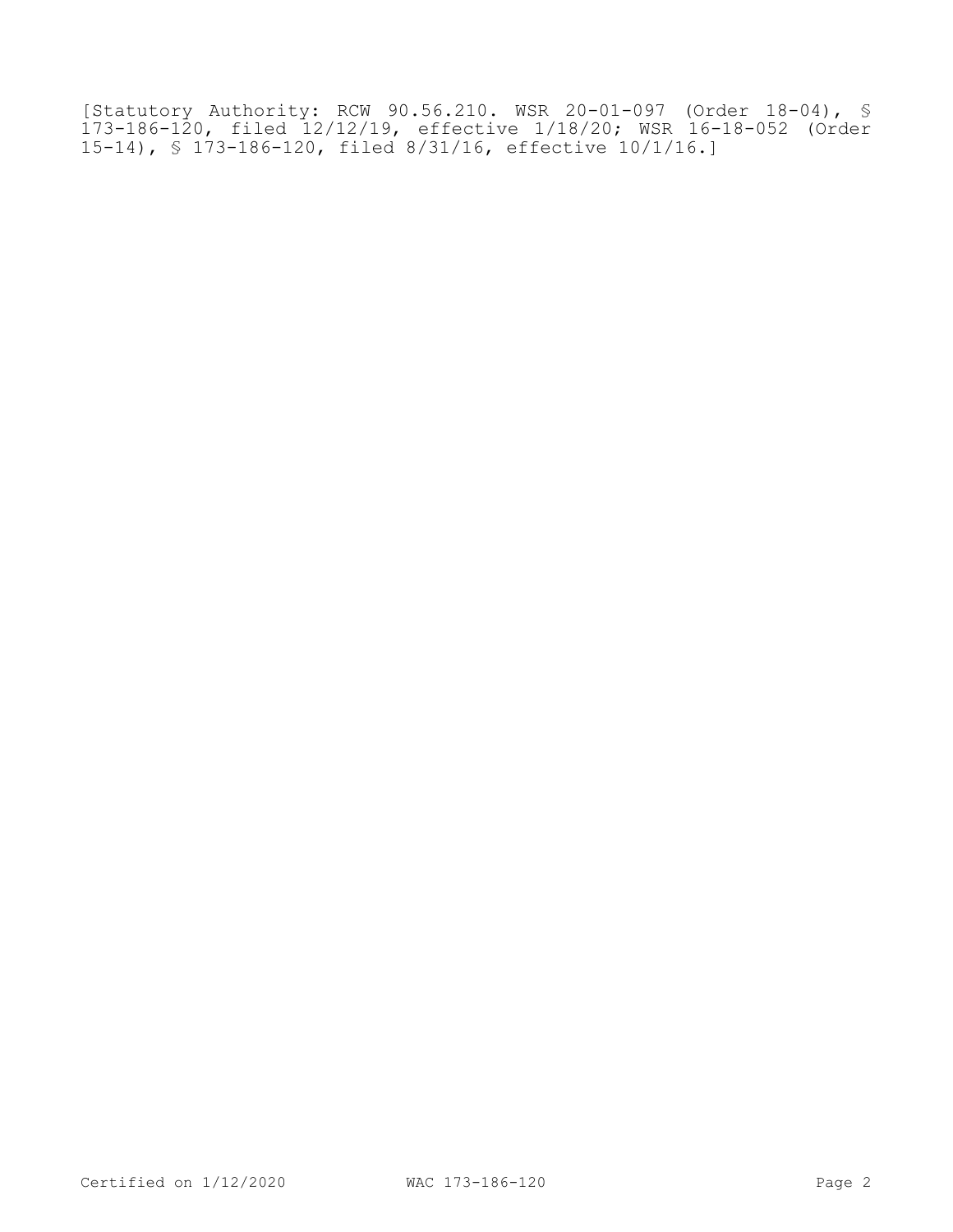[Statutory Authority: RCW 90.56.210. WSR 20-01-097 (Order 18-04), § 173-186-120, filed 12/12/19, effective 1/18/20; WSR 16-18-052 (Order 15-14), § 173-186-120, filed 8/31/16, effective 10/1/16.]